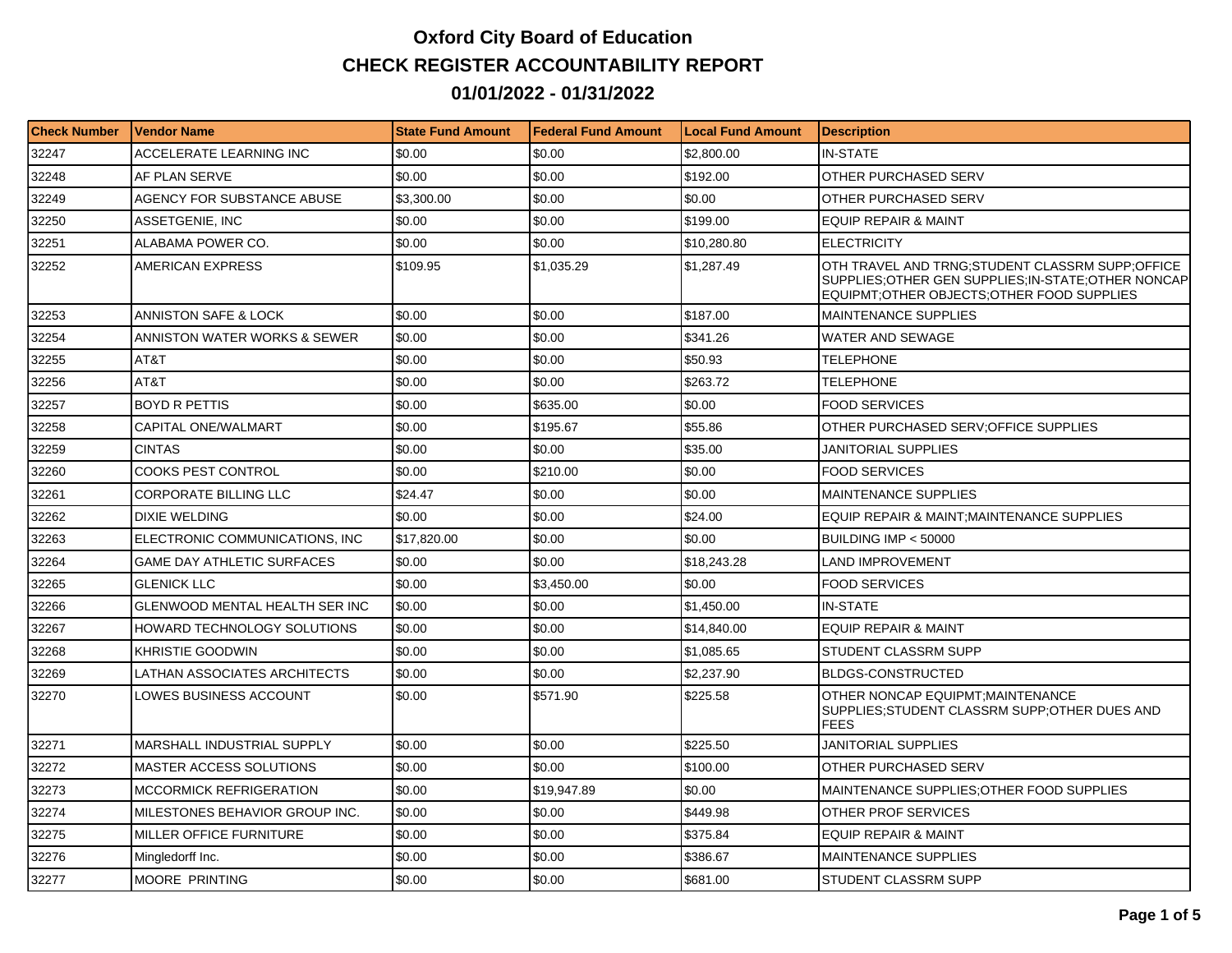# Oxford City Board of Education

## CHECK REGISTER ACCOUNTABILITY REPORT

## 01/01/2022 - 01/31/2022

| Check Number | Vendor Name | State Fund Amount | Federal Fund Amount | Local Fund Amount | Description |
|---|---|---|---|---|---|
| 32247 | ACCELERATE LEARNING INC | $0.00 | $0.00 | $2,800.00 | IN-STATE |
| 32248 | AF PLAN SERVE | $0.00 | $0.00 | $192.00 | OTHER PURCHASED SERV |
| 32249 | AGENCY FOR SUBSTANCE ABUSE | $3,300.00 | $0.00 | $0.00 | OTHER PURCHASED SERV |
| 32250 | ASSETGENIE, INC | $0.00 | $0.00 | $199.00 | EQUIP REPAIR & MAINT |
| 32251 | ALABAMA POWER CO. | $0.00 | $0.00 | $10,280.80 | ELECTRICITY |
| 32252 | AMERICAN EXPRESS | $109.95 | $1,035.29 | $1,287.49 | OTH TRAVEL AND TRNG;STUDENT CLASSRM SUPP;OFFICE SUPPLIES;OTHER GEN SUPPLIES;IN-STATE;OTHER NONCAP EQUIPMT;OTHER OBJECTS;OTHER FOOD SUPPLIES |
| 32253 | ANNISTON SAFE & LOCK | $0.00 | $0.00 | $187.00 | MAINTENANCE SUPPLIES |
| 32254 | ANNISTON WATER WORKS & SEWER | $0.00 | $0.00 | $341.26 | WATER AND SEWAGE |
| 32255 | AT&T | $0.00 | $0.00 | $50.93 | TELEPHONE |
| 32256 | AT&T | $0.00 | $0.00 | $263.72 | TELEPHONE |
| 32257 | BOYD R PETTIS | $0.00 | $635.00 | $0.00 | FOOD SERVICES |
| 32258 | CAPITAL ONE/WALMART | $0.00 | $195.67 | $55.86 | OTHER PURCHASED SERV;OFFICE SUPPLIES |
| 32259 | CINTAS | $0.00 | $0.00 | $35.00 | JANITORIAL SUPPLIES |
| 32260 | COOKS PEST CONTROL | $0.00 | $210.00 | $0.00 | FOOD SERVICES |
| 32261 | CORPORATE BILLING LLC | $24.47 | $0.00 | $0.00 | MAINTENANCE SUPPLIES |
| 32262 | DIXIE WELDING | $0.00 | $0.00 | $24.00 | EQUIP REPAIR & MAINT;MAINTENANCE SUPPLIES |
| 32263 | ELECTRONIC COMMUNICATIONS, INC | $17,820.00 | $0.00 | $0.00 | BUILDING IMP < 50000 |
| 32264 | GAME DAY ATHLETIC SURFACES | $0.00 | $0.00 | $18,243.28 | LAND IMPROVEMENT |
| 32265 | GLENICK LLC | $0.00 | $3,450.00 | $0.00 | FOOD SERVICES |
| 32266 | GLENWOOD MENTAL HEALTH SER INC | $0.00 | $0.00 | $1,450.00 | IN-STATE |
| 32267 | HOWARD TECHNOLOGY SOLUTIONS | $0.00 | $0.00 | $14,840.00 | EQUIP REPAIR & MAINT |
| 32268 | KHRISTIE GOODWIN | $0.00 | $0.00 | $1,085.65 | STUDENT CLASSRM SUPP |
| 32269 | LATHAN ASSOCIATES ARCHITECTS | $0.00 | $0.00 | $2,237.90 | BLDGS-CONSTRUCTED |
| 32270 | LOWES BUSINESS ACCOUNT | $0.00 | $571.90 | $225.58 | OTHER NONCAP EQUIPMT;MAINTENANCE SUPPLIES;STUDENT CLASSRM SUPP;OTHER DUES AND FEES |
| 32271 | MARSHALL INDUSTRIAL SUPPLY | $0.00 | $0.00 | $225.50 | JANITORIAL SUPPLIES |
| 32272 | MASTER ACCESS SOLUTIONS | $0.00 | $0.00 | $100.00 | OTHER PURCHASED SERV |
| 32273 | MCCORMICK REFRIGERATION | $0.00 | $19,947.89 | $0.00 | MAINTENANCE SUPPLIES;OTHER FOOD SUPPLIES |
| 32274 | MILESTONES BEHAVIOR GROUP INC. | $0.00 | $0.00 | $449.98 | OTHER PROF SERVICES |
| 32275 | MILLER OFFICE FURNITURE | $0.00 | $0.00 | $375.84 | EQUIP REPAIR & MAINT |
| 32276 | Mingledorff Inc. | $0.00 | $0.00 | $386.67 | MAINTENANCE SUPPLIES |
| 32277 | MOORE PRINTING | $0.00 | $0.00 | $681.00 | STUDENT CLASSRM SUPP |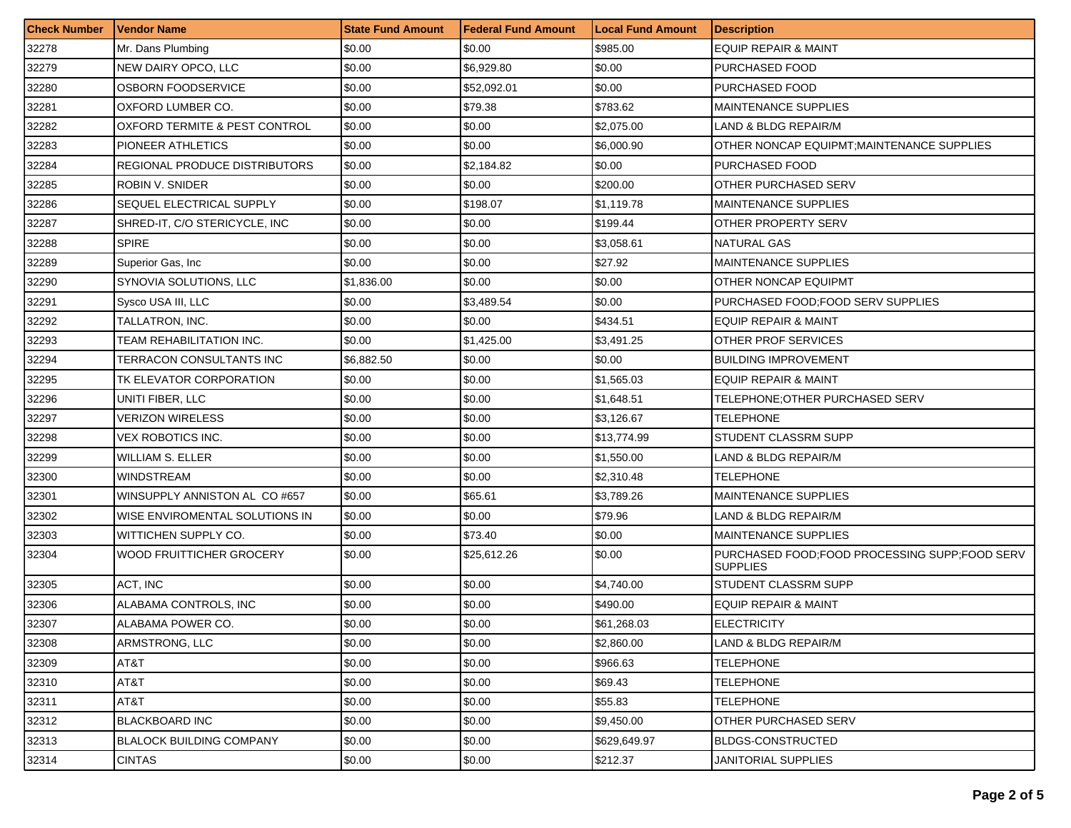| Check Number | Vendor Name | State Fund Amount | Federal Fund Amount | Local Fund Amount | Description |
|---|---|---|---|---|---|
| 32278 | Mr. Dans Plumbing | $0.00 | $0.00 | $985.00 | EQUIP REPAIR & MAINT |
| 32279 | NEW DAIRY OPCO, LLC | $0.00 | $6,929.80 | $0.00 | PURCHASED FOOD |
| 32280 | OSBORN FOODSERVICE | $0.00 | $52,092.01 | $0.00 | PURCHASED FOOD |
| 32281 | OXFORD LUMBER CO. | $0.00 | $79.38 | $783.62 | MAINTENANCE SUPPLIES |
| 32282 | OXFORD TERMITE & PEST CONTROL | $0.00 | $0.00 | $2,075.00 | LAND & BLDG REPAIR/M |
| 32283 | PIONEER ATHLETICS | $0.00 | $0.00 | $6,000.90 | OTHER NONCAP EQUIPMT;MAINTENANCE SUPPLIES |
| 32284 | REGIONAL PRODUCE DISTRIBUTORS | $0.00 | $2,184.82 | $0.00 | PURCHASED FOOD |
| 32285 | ROBIN V. SNIDER | $0.00 | $0.00 | $200.00 | OTHER PURCHASED SERV |
| 32286 | SEQUEL ELECTRICAL SUPPLY | $0.00 | $198.07 | $1,119.78 | MAINTENANCE SUPPLIES |
| 32287 | SHRED-IT, C/O STERICYCLE, INC | $0.00 | $0.00 | $199.44 | OTHER PROPERTY SERV |
| 32288 | SPIRE | $0.00 | $0.00 | $3,058.61 | NATURAL GAS |
| 32289 | Superior Gas, Inc | $0.00 | $0.00 | $27.92 | MAINTENANCE SUPPLIES |
| 32290 | SYNOVIA SOLUTIONS, LLC | $1,836.00 | $0.00 | $0.00 | OTHER NONCAP EQUIPMT |
| 32291 | Sysco USA III, LLC | $0.00 | $3,489.54 | $0.00 | PURCHASED FOOD;FOOD SERV SUPPLIES |
| 32292 | TALLATRON, INC. | $0.00 | $0.00 | $434.51 | EQUIP REPAIR & MAINT |
| 32293 | TEAM REHABILITATION INC. | $0.00 | $1,425.00 | $3,491.25 | OTHER PROF SERVICES |
| 32294 | TERRACON CONSULTANTS INC | $6,882.50 | $0.00 | $0.00 | BUILDING IMPROVEMENT |
| 32295 | TK ELEVATOR CORPORATION | $0.00 | $0.00 | $1,565.03 | EQUIP REPAIR & MAINT |
| 32296 | UNITI FIBER, LLC | $0.00 | $0.00 | $1,648.51 | TELEPHONE;OTHER PURCHASED SERV |
| 32297 | VERIZON WIRELESS | $0.00 | $0.00 | $3,126.67 | TELEPHONE |
| 32298 | VEX ROBOTICS INC. | $0.00 | $0.00 | $13,774.99 | STUDENT CLASSRM SUPP |
| 32299 | WILLIAM S. ELLER | $0.00 | $0.00 | $1,550.00 | LAND & BLDG REPAIR/M |
| 32300 | WINDSTREAM | $0.00 | $0.00 | $2,310.48 | TELEPHONE |
| 32301 | WINSUPPLY ANNISTON AL CO #657 | $0.00 | $65.61 | $3,789.26 | MAINTENANCE SUPPLIES |
| 32302 | WISE ENVIROMENTAL SOLUTIONS IN | $0.00 | $0.00 | $79.96 | LAND & BLDG REPAIR/M |
| 32303 | WITTICHEN SUPPLY CO. | $0.00 | $73.40 | $0.00 | MAINTENANCE SUPPLIES |
| 32304 | WOOD FRUITTICHER GROCERY | $0.00 | $25,612.26 | $0.00 | PURCHASED FOOD;FOOD PROCESSING SUPP;FOOD SERV SUPPLIES |
| 32305 | ACT, INC | $0.00 | $0.00 | $4,740.00 | STUDENT CLASSRM SUPP |
| 32306 | ALABAMA CONTROLS, INC | $0.00 | $0.00 | $490.00 | EQUIP REPAIR & MAINT |
| 32307 | ALABAMA POWER CO. | $0.00 | $0.00 | $61,268.03 | ELECTRICITY |
| 32308 | ARMSTRONG, LLC | $0.00 | $0.00 | $2,860.00 | LAND & BLDG REPAIR/M |
| 32309 | AT&T | $0.00 | $0.00 | $966.63 | TELEPHONE |
| 32310 | AT&T | $0.00 | $0.00 | $69.43 | TELEPHONE |
| 32311 | AT&T | $0.00 | $0.00 | $55.83 | TELEPHONE |
| 32312 | BLACKBOARD INC | $0.00 | $0.00 | $9,450.00 | OTHER PURCHASED SERV |
| 32313 | BLALOCK BUILDING COMPANY | $0.00 | $0.00 | $629,649.97 | BLDGS-CONSTRUCTED |
| 32314 | CINTAS | $0.00 | $0.00 | $212.37 | JANITORIAL SUPPLIES |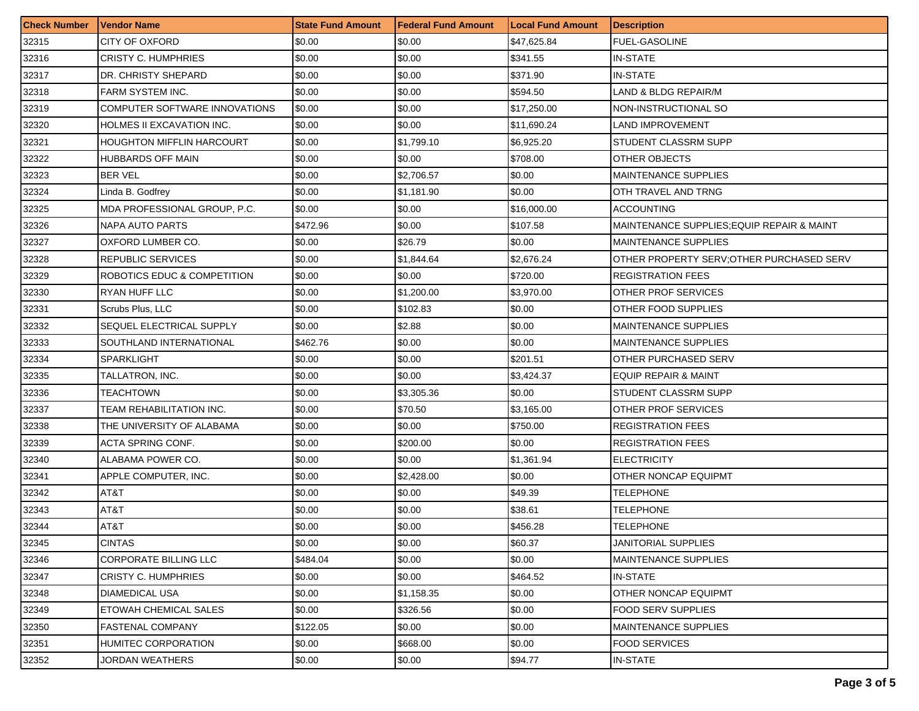| Check Number | Vendor Name | State Fund Amount | Federal Fund Amount | Local Fund Amount | Description |
|---|---|---|---|---|---|
| 32315 | CITY OF OXFORD | $0.00 | $0.00 | $47,625.84 | FUEL-GASOLINE |
| 32316 | CRISTY C. HUMPHRIES | $0.00 | $0.00 | $341.55 | IN-STATE |
| 32317 | DR. CHRISTY SHEPARD | $0.00 | $0.00 | $371.90 | IN-STATE |
| 32318 | FARM SYSTEM INC. | $0.00 | $0.00 | $594.50 | LAND & BLDG REPAIR/M |
| 32319 | COMPUTER SOFTWARE INNOVATIONS | $0.00 | $0.00 | $17,250.00 | NON-INSTRUCTIONAL SO |
| 32320 | HOLMES II EXCAVATION INC. | $0.00 | $0.00 | $11,690.24 | LAND IMPROVEMENT |
| 32321 | HOUGHTON MIFFLIN HARCOURT | $0.00 | $1,799.10 | $6,925.20 | STUDENT CLASSRM SUPP |
| 32322 | HUBBARDS OFF MAIN | $0.00 | $0.00 | $708.00 | OTHER OBJECTS |
| 32323 | BER VEL | $0.00 | $2,706.57 | $0.00 | MAINTENANCE SUPPLIES |
| 32324 | Linda B. Godfrey | $0.00 | $1,181.90 | $0.00 | OTH TRAVEL AND TRNG |
| 32325 | MDA PROFESSIONAL GROUP, P.C. | $0.00 | $0.00 | $16,000.00 | ACCOUNTING |
| 32326 | NAPA AUTO PARTS | $472.96 | $0.00 | $107.58 | MAINTENANCE SUPPLIES;EQUIP REPAIR & MAINT |
| 32327 | OXFORD LUMBER CO. | $0.00 | $26.79 | $0.00 | MAINTENANCE SUPPLIES |
| 32328 | REPUBLIC SERVICES | $0.00 | $1,844.64 | $2,676.24 | OTHER PROPERTY SERV;OTHER PURCHASED SERV |
| 32329 | ROBOTICS EDUC & COMPETITION | $0.00 | $0.00 | $720.00 | REGISTRATION FEES |
| 32330 | RYAN HUFF LLC | $0.00 | $1,200.00 | $3,970.00 | OTHER PROF SERVICES |
| 32331 | Scrubs Plus, LLC | $0.00 | $102.83 | $0.00 | OTHER FOOD SUPPLIES |
| 32332 | SEQUEL ELECTRICAL SUPPLY | $0.00 | $2.88 | $0.00 | MAINTENANCE SUPPLIES |
| 32333 | SOUTHLAND INTERNATIONAL | $462.76 | $0.00 | $0.00 | MAINTENANCE SUPPLIES |
| 32334 | SPARKLIGHT | $0.00 | $0.00 | $201.51 | OTHER PURCHASED SERV |
| 32335 | TALLATRON, INC. | $0.00 | $0.00 | $3,424.37 | EQUIP REPAIR & MAINT |
| 32336 | TEACHTOWN | $0.00 | $3,305.36 | $0.00 | STUDENT CLASSRM SUPP |
| 32337 | TEAM REHABILITATION INC. | $0.00 | $70.50 | $3,165.00 | OTHER PROF SERVICES |
| 32338 | THE UNIVERSITY OF ALABAMA | $0.00 | $0.00 | $750.00 | REGISTRATION FEES |
| 32339 | ACTA SPRING CONF. | $0.00 | $200.00 | $0.00 | REGISTRATION FEES |
| 32340 | ALABAMA POWER CO. | $0.00 | $0.00 | $1,361.94 | ELECTRICITY |
| 32341 | APPLE COMPUTER, INC. | $0.00 | $2,428.00 | $0.00 | OTHER NONCAP EQUIPMT |
| 32342 | AT&T | $0.00 | $0.00 | $49.39 | TELEPHONE |
| 32343 | AT&T | $0.00 | $0.00 | $38.61 | TELEPHONE |
| 32344 | AT&T | $0.00 | $0.00 | $456.28 | TELEPHONE |
| 32345 | CINTAS | $0.00 | $0.00 | $60.37 | JANITORIAL SUPPLIES |
| 32346 | CORPORATE BILLING LLC | $484.04 | $0.00 | $0.00 | MAINTENANCE SUPPLIES |
| 32347 | CRISTY C. HUMPHRIES | $0.00 | $0.00 | $464.52 | IN-STATE |
| 32348 | DIAMEDICAL USA | $0.00 | $1,158.35 | $0.00 | OTHER NONCAP EQUIPMT |
| 32349 | ETOWAH CHEMICAL SALES | $0.00 | $326.56 | $0.00 | FOOD SERV SUPPLIES |
| 32350 | FASTENAL COMPANY | $122.05 | $0.00 | $0.00 | MAINTENANCE SUPPLIES |
| 32351 | HUMITEC CORPORATION | $0.00 | $668.00 | $0.00 | FOOD SERVICES |
| 32352 | JORDAN WEATHERS | $0.00 | $0.00 | $94.77 | IN-STATE |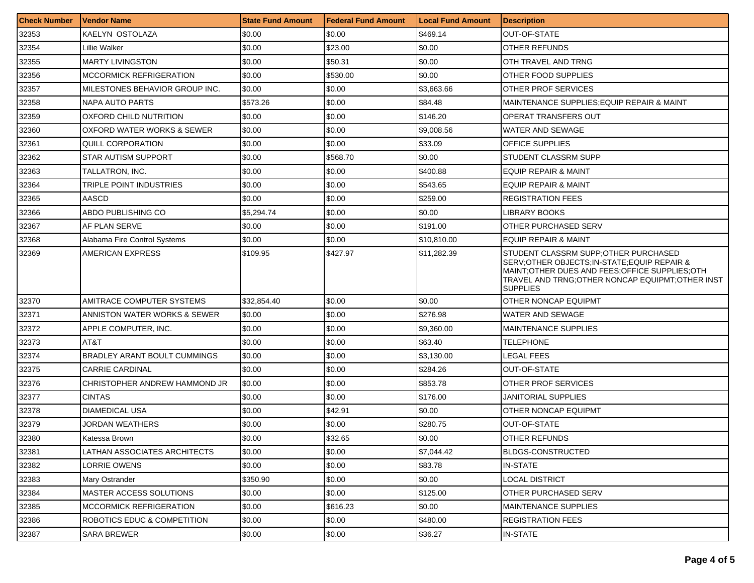| Check Number | Vendor Name | State Fund Amount | Federal Fund Amount | Local Fund Amount | Description |
|---|---|---|---|---|---|
| 32353 | KAELYN OSTOLAZA | $0.00 | $0.00 | $469.14 | OUT-OF-STATE |
| 32354 | Lillie Walker | $0.00 | $23.00 | $0.00 | OTHER REFUNDS |
| 32355 | MARTY LIVINGSTON | $0.00 | $50.31 | $0.00 | OTH TRAVEL AND TRNG |
| 32356 | MCCORMICK REFRIGERATION | $0.00 | $530.00 | $0.00 | OTHER FOOD SUPPLIES |
| 32357 | MILESTONES BEHAVIOR GROUP INC. | $0.00 | $0.00 | $3,663.66 | OTHER PROF SERVICES |
| 32358 | NAPA AUTO PARTS | $573.26 | $0.00 | $84.48 | MAINTENANCE SUPPLIES;EQUIP REPAIR & MAINT |
| 32359 | OXFORD CHILD NUTRITION | $0.00 | $0.00 | $146.20 | OPERAT TRANSFERS OUT |
| 32360 | OXFORD WATER WORKS & SEWER | $0.00 | $0.00 | $9,008.56 | WATER AND SEWAGE |
| 32361 | QUILL CORPORATION | $0.00 | $0.00 | $33.09 | OFFICE SUPPLIES |
| 32362 | STAR AUTISM SUPPORT | $0.00 | $568.70 | $0.00 | STUDENT CLASSRM SUPP |
| 32363 | TALLATRON, INC. | $0.00 | $0.00 | $400.88 | EQUIP REPAIR & MAINT |
| 32364 | TRIPLE POINT INDUSTRIES | $0.00 | $0.00 | $543.65 | EQUIP REPAIR & MAINT |
| 32365 | AASCD | $0.00 | $0.00 | $259.00 | REGISTRATION FEES |
| 32366 | ABDO PUBLISHING CO | $5,294.74 | $0.00 | $0.00 | LIBRARY BOOKS |
| 32367 | AF PLAN SERVE | $0.00 | $0.00 | $191.00 | OTHER PURCHASED SERV |
| 32368 | Alabama Fire Control Systems | $0.00 | $0.00 | $10,810.00 | EQUIP REPAIR & MAINT |
| 32369 | AMERICAN EXPRESS | $109.95 | $427.97 | $11,282.39 | STUDENT CLASSRM SUPP;OTHER PURCHASED SERV;OTHER OBJECTS;IN-STATE;EQUIP REPAIR & MAINT;OTHER DUES AND FEES;OFFICE SUPPLIES;OTH TRAVEL AND TRNG;OTHER NONCAP EQUIPMT;OTHER INST SUPPLIES |
| 32370 | AMITRACE COMPUTER SYSTEMS | $32,854.40 | $0.00 | $0.00 | OTHER NONCAP EQUIPMT |
| 32371 | ANNISTON WATER WORKS & SEWER | $0.00 | $0.00 | $276.98 | WATER AND SEWAGE |
| 32372 | APPLE COMPUTER, INC. | $0.00 | $0.00 | $9,360.00 | MAINTENANCE SUPPLIES |
| 32373 | AT&T | $0.00 | $0.00 | $63.40 | TELEPHONE |
| 32374 | BRADLEY ARANT BOULT CUMMINGS | $0.00 | $0.00 | $3,130.00 | LEGAL FEES |
| 32375 | CARRIE CARDINAL | $0.00 | $0.00 | $284.26 | OUT-OF-STATE |
| 32376 | CHRISTOPHER ANDREW HAMMOND JR | $0.00 | $0.00 | $853.78 | OTHER PROF SERVICES |
| 32377 | CINTAS | $0.00 | $0.00 | $176.00 | JANITORIAL SUPPLIES |
| 32378 | DIAMEDICAL USA | $0.00 | $42.91 | $0.00 | OTHER NONCAP EQUIPMT |
| 32379 | JORDAN WEATHERS | $0.00 | $0.00 | $280.75 | OUT-OF-STATE |
| 32380 | Katessa Brown | $0.00 | $32.65 | $0.00 | OTHER REFUNDS |
| 32381 | LATHAN ASSOCIATES ARCHITECTS | $0.00 | $0.00 | $7,044.42 | BLDGS-CONSTRUCTED |
| 32382 | LORRIE OWENS | $0.00 | $0.00 | $83.78 | IN-STATE |
| 32383 | Mary Ostrander | $350.90 | $0.00 | $0.00 | LOCAL DISTRICT |
| 32384 | MASTER ACCESS SOLUTIONS | $0.00 | $0.00 | $125.00 | OTHER PURCHASED SERV |
| 32385 | MCCORMICK REFRIGERATION | $0.00 | $616.23 | $0.00 | MAINTENANCE SUPPLIES |
| 32386 | ROBOTICS EDUC & COMPETITION | $0.00 | $0.00 | $480.00 | REGISTRATION FEES |
| 32387 | SARA BREWER | $0.00 | $0.00 | $36.27 | IN-STATE |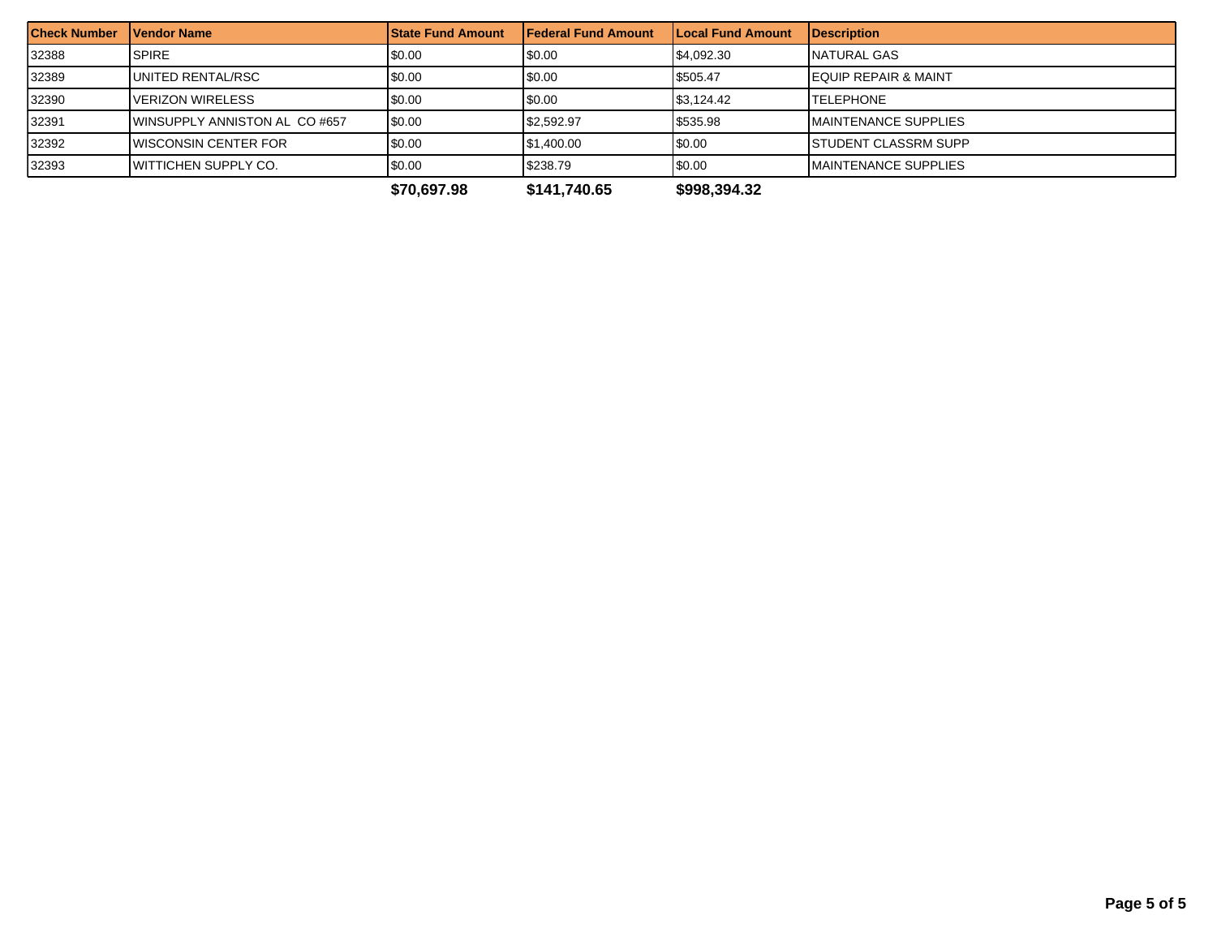| Check Number | Vendor Name | State Fund Amount | Federal Fund Amount | Local Fund Amount | Description |
|---|---|---|---|---|---|
| 32388 | SPIRE | $0.00 | $0.00 | $4,092.30 | NATURAL GAS |
| 32389 | UNITED RENTAL/RSC | $0.00 | $0.00 | $505.47 | EQUIP REPAIR & MAINT |
| 32390 | VERIZON WIRELESS | $0.00 | $0.00 | $3,124.42 | TELEPHONE |
| 32391 | WINSUPPLY ANNISTON AL CO #657 | $0.00 | $2,592.97 | $535.98 | MAINTENANCE SUPPLIES |
| 32392 | WISCONSIN CENTER FOR | $0.00 | $1,400.00 | $0.00 | STUDENT CLASSRM SUPP |
| 32393 | WITTICHEN SUPPLY CO. | $0.00 | $238.79 | $0.00 | MAINTENANCE SUPPLIES |
| | | **$70,697.98** | **$141,740.65** | **$998,394.32** | |